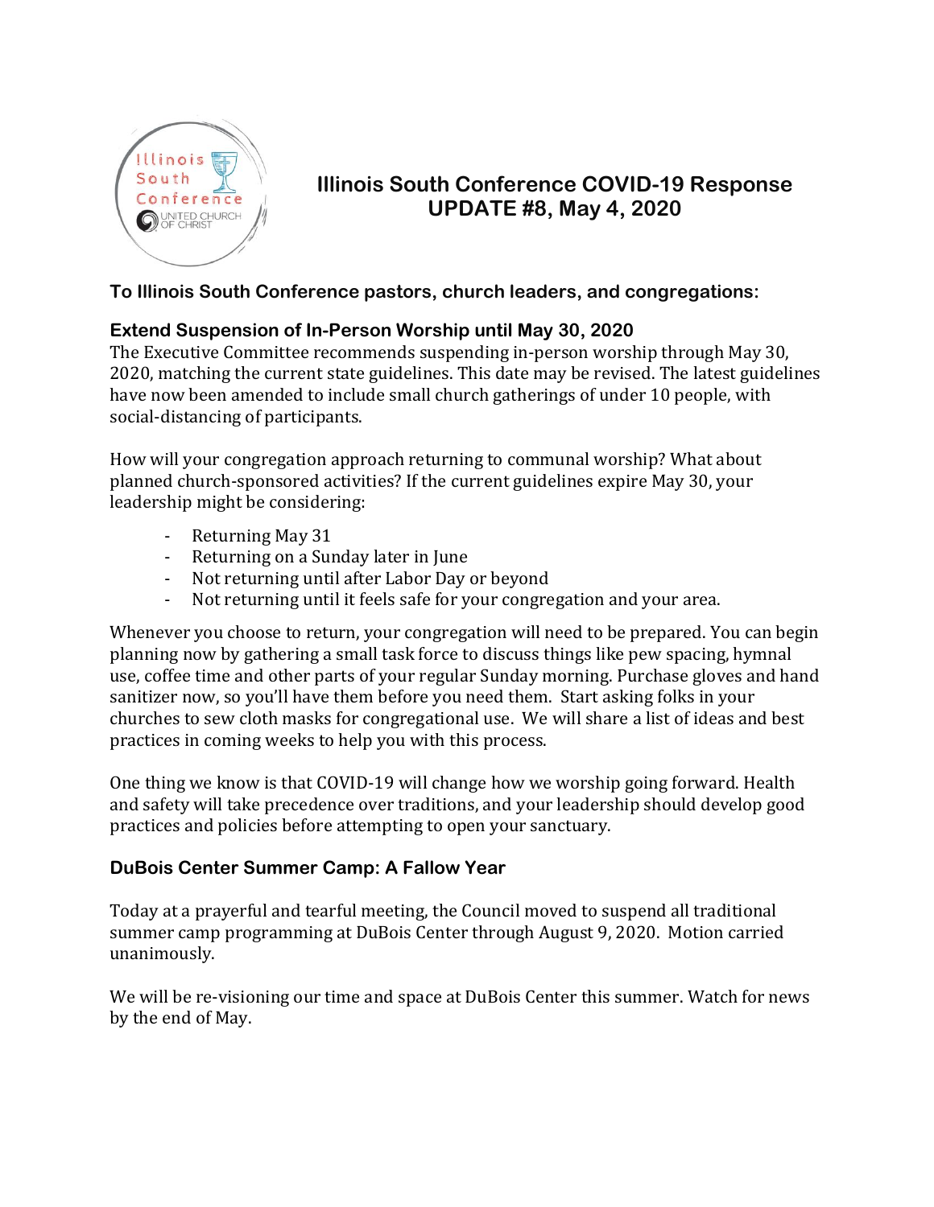# Illinois South Conference COVID-19 Response UPDATE #8, May 4, 2020

**To Illinois South Conference pastors, church leaders, and congregations:**

## Extend Suspension of In-Person Worship until May 30, 2020

The Executive Committee recommends suspending in-person worship through May 30, 2020, matching the current state guidelines. This date may be revised. The latest guidelines have now been amended to include small church gatherings of under 10 people, with social-distancing of participants.

How will your congregation approach returning to communal worship? What about planned church-sponsored activities? If the current guidelines expire May 30, your leadership might be considering:

- Returning May 31
- Returning on a Sunday later in June
- Not returning until after Labor Day or beyond
- Not returning until it feels safe for your congregation and your area.

Whenever you choose to return, your congregation will need to be prepared. You can begin planning now by gathering a small task force to discuss things like pew spacing, hymnal use, coffee time and other parts of your regular Sunday morning. Purchase gloves and hand sanitizer now, so you'll have them before you need them. Start asking folks in your churches to sew cloth masks for congregational use. We will share a list of ideas and best practices in coming weeks to help you with this process.

One thing we know is that COVID-19 will change how we worship going forward. Health and safety will take precedence over traditions, and your leadership should develop good practices and policies before attempting to open your sanctuary.

## DuBois Center Summer Camp: A Fallow Year

Today at a prayerful and tearful meeting, the Council moved to suspend all traditional summer camp programming at DuBois Center through August 9, 2020. Motion carried unanimously.

We will be re-visioning our time and space at DuBois Center this summer. Watch for news by the end of May.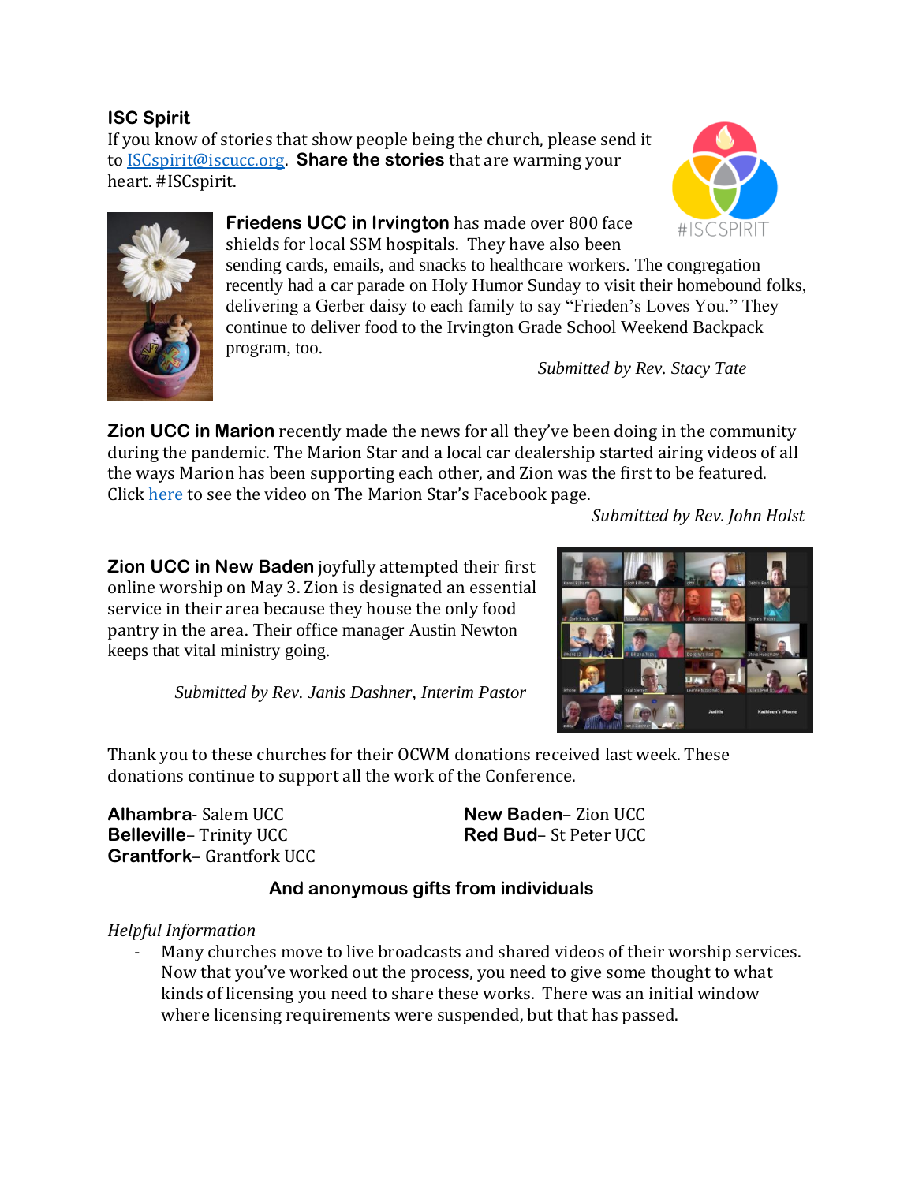## ISC Spirit

If you know of stories that show people being the church, please send it to [ISCspirit@iscucc.org](mailto:ISCspirit@iscucc.org). **Share the stories** that are warming your heart. #ISCspirit.

**Friedens UCC in Irvington** has made over 800 face shields for local SSM hospitals. They have also been sending cards, emails, and snacks to healthcare workers. The congregation recently had a car parade on Holy Humor Sunday to visit their homebound folks, delivering a Gerber daisy to each family to say "Frieden's Loves You." They continue to deliver food to the Irvington Grade School Weekend Backpack program, too.

*Submitted by Rev. Stacy Tate*

**Zion UCC in Marion** recently made the news for all they've been doing in the community during the pandemic. The Marion Star and a local car dealership started airing videos of all the ways Marion has been supporting each other, and Zion was the first to be featured. Click here to see the video on The Marion Star's Facebook page.

*Submitted by Rev. John Holst*

**Zion UCC in New Baden** joyfully attempted their first online worship on May 3. Zion is designated an essential service in their area because they house the only food pantry in the area. Their office manager Austin Newton keeps that vital ministry going.

*Submitted by Rev. Janis Dashner, Interim Pastor*

Thank you to these churches for their OCWM donations received last week. These donations continue to support all the work of the Conference.

**Alhambra**- Salem UCC
**Belleville**– Trinity UCC
**Grantfork**– Grantfork UCC
**New Baden**– Zion UCC
**Red Bud**– St Peter UCC

**And anonymous gifts from individuals**

*Helpful Information*

- Many churches move to live broadcasts and shared videos of their worship services. Now that you've worked out the process, you need to give some thought to what kinds of licensing you need to share these works. There was an initial window where licensing requirements were suspended, but that has passed.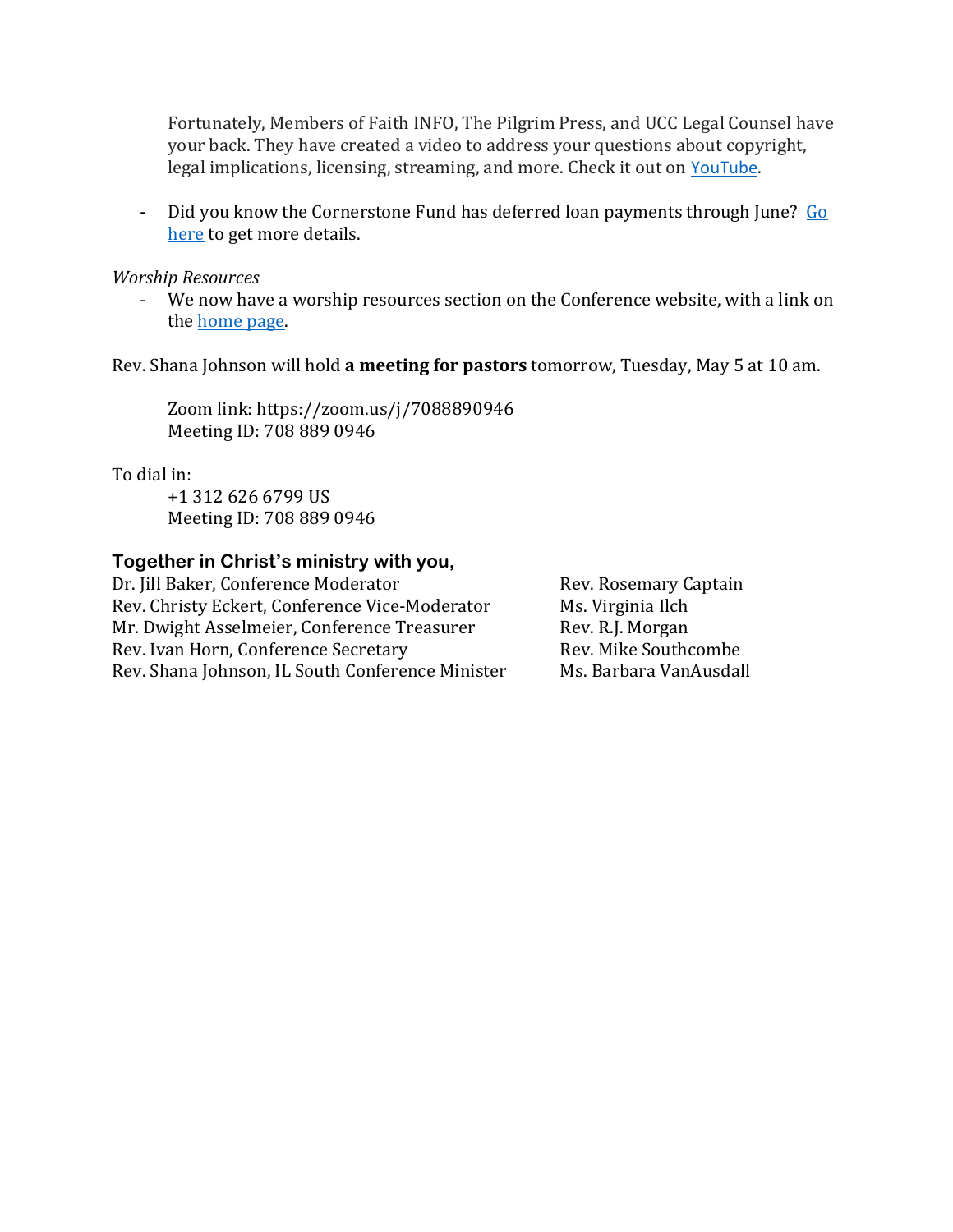Fortunately, Members of Faith INFO, The Pilgrim Press, and UCC Legal Counsel have your back. They have created a video to address your questions about copyright, legal implications, licensing, streaming, and more. Check it out on YouTube.

- Did you know the Cornerstone Fund has deferred loan payments through June? Go here to get more details.

*Worship Resources*

- We now have a worship resources section on the Conference website, with a link on the home page.

Rev. Shana Johnson will hold **a meeting for pastors** tomorrow, Tuesday, May 5 at 10 am.

Zoom link: https://zoom.us/j/7088890946
Meeting ID: 708 889 0946

To dial in:
+1 312 626 6799 US
Meeting ID: 708 889 0946

**Together in Christ's ministry with you,**

Dr. Jill Baker, Conference Moderator
Rev. Christy Eckert, Conference Vice-Moderator
Mr. Dwight Asselmeier, Conference Treasurer
Rev. Ivan Horn, Conference Secretary
Rev. Shana Johnson, IL South Conference Minister

Rev. Rosemary Captain
Ms. Virginia Ilch
Rev. R.J. Morgan
Rev. Mike Southcombe
Ms. Barbara VanAusdall